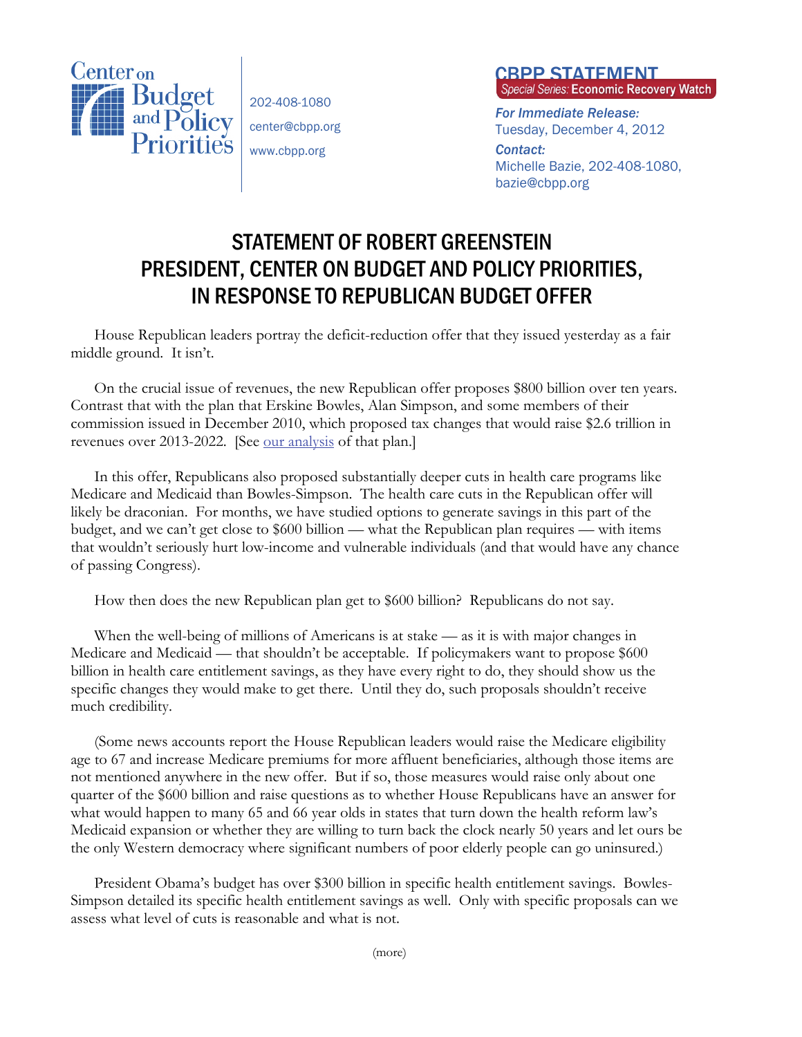Center on Budget and Policy Priorities

202-408-1080
center@cbpp.org
www.cbpp.org

**CBPP STATEMENT**
*Special Series:* **Economic Recovery Watch**

***For Immediate Release:***
Tuesday, December 4, 2012

***Contact:***
Michelle Bazie, 202-408-1080, bazie@cbpp.org

# STATEMENT OF ROBERT GREENSTEIN PRESIDENT, CENTER ON BUDGET AND POLICY PRIORITIES, IN RESPONSE TO REPUBLICAN BUDGET OFFER

House Republican leaders portray the deficit-reduction offer that they issued yesterday as a fair middle ground. It isn't.

On the crucial issue of revenues, the new Republican offer proposes $800 billion over ten years. Contrast that with the plan that Erskine Bowles, Alan Simpson, and some members of their commission issued in December 2010, which proposed tax changes that would raise $2.6 trillion in revenues over 2013-2022. [See our analysis of that plan.]

In this offer, Republicans also proposed substantially deeper cuts in health care programs like Medicare and Medicaid than Bowles-Simpson. The health care cuts in the Republican offer will likely be draconian. For months, we have studied options to generate savings in this part of the budget, and we can't get close to $600 billion — what the Republican plan requires — with items that wouldn't seriously hurt low-income and vulnerable individuals (and that would have any chance of passing Congress).

How then does the new Republican plan get to $600 billion? Republicans do not say.

When the well-being of millions of Americans is at stake — as it is with major changes in Medicare and Medicaid — that shouldn't be acceptable. If policymakers want to propose $600 billion in health care entitlement savings, as they have every right to do, they should show us the specific changes they would make to get there. Until they do, such proposals shouldn't receive much credibility.

(Some news accounts report the House Republican leaders would raise the Medicare eligibility age to 67 and increase Medicare premiums for more affluent beneficiaries, although those items are not mentioned anywhere in the new offer. But if so, those measures would raise only about one quarter of the $600 billion and raise questions as to whether House Republicans have an answer for what would happen to many 65 and 66 year olds in states that turn down the health reform law's Medicaid expansion or whether they are willing to turn back the clock nearly 50 years and let ours be the only Western democracy where significant numbers of poor elderly people can go uninsured.)

President Obama's budget has over $300 billion in specific health entitlement savings. Bowles-Simpson detailed its specific health entitlement savings as well. Only with specific proposals can we assess what level of cuts is reasonable and what is not.

(more)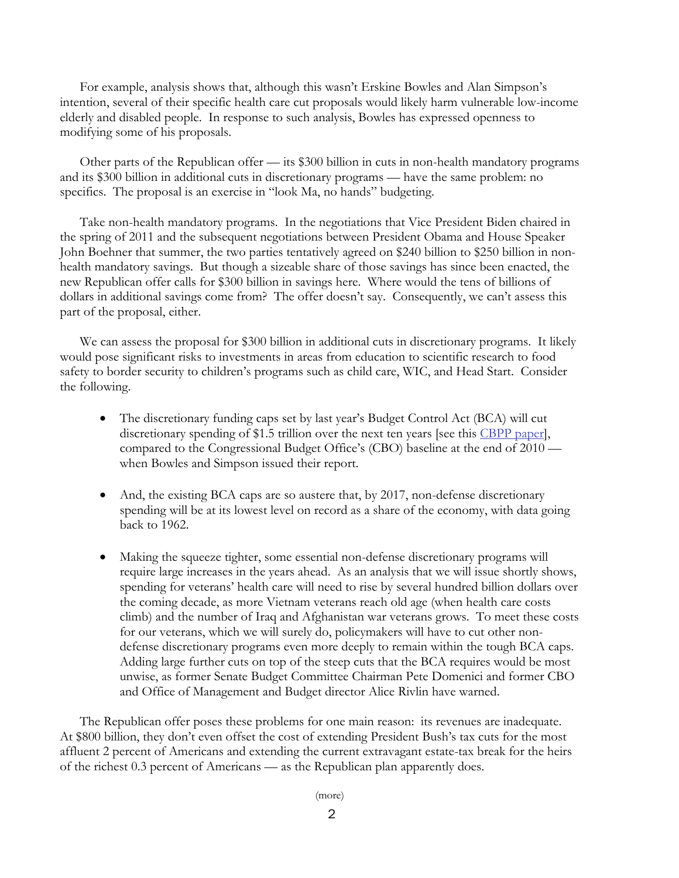For example, analysis shows that, although this wasn't Erskine Bowles and Alan Simpson's intention, several of their specific health care cut proposals would likely harm vulnerable low-income elderly and disabled people. In response to such analysis, Bowles has expressed openness to modifying some of his proposals.

Other parts of the Republican offer — its $300 billion in cuts in non-health mandatory programs and its $300 billion in additional cuts in discretionary programs — have the same problem: no specifics. The proposal is an exercise in "look Ma, no hands" budgeting.

Take non-health mandatory programs. In the negotiations that Vice President Biden chaired in the spring of 2011 and the subsequent negotiations between President Obama and House Speaker John Boehner that summer, the two parties tentatively agreed on $240 billion to $250 billion in non-health mandatory savings. But though a sizeable share of those savings has since been enacted, the new Republican offer calls for $300 billion in savings here. Where would the tens of billions of dollars in additional savings come from? The offer doesn't say. Consequently, we can't assess this part of the proposal, either.

We can assess the proposal for $300 billion in additional cuts in discretionary programs. It likely would pose significant risks to investments in areas from education to scientific research to food safety to border security to children's programs such as child care, WIC, and Head Start. Consider the following.

- The discretionary funding caps set by last year's Budget Control Act (BCA) will cut discretionary spending of $1.5 trillion over the next ten years [see this CBPP paper], compared to the Congressional Budget Office's (CBO) baseline at the end of 2010 — when Bowles and Simpson issued their report.

- And, the existing BCA caps are so austere that, by 2017, non-defense discretionary spending will be at its lowest level on record as a share of the economy, with data going back to 1962.

- Making the squeeze tighter, some essential non-defense discretionary programs will require large increases in the years ahead. As an analysis that we will issue shortly shows, spending for veterans' health care will need to rise by several hundred billion dollars over the coming decade, as more Vietnam veterans reach old age (when health care costs climb) and the number of Iraq and Afghanistan war veterans grows. To meet these costs for our veterans, which we will surely do, policymakers will have to cut other non-defense discretionary programs even more deeply to remain within the tough BCA caps. Adding large further cuts on top of the steep cuts that the BCA requires would be most unwise, as former Senate Budget Committee Chairman Pete Domenici and former CBO and Office of Management and Budget director Alice Rivlin have warned.

The Republican offer poses these problems for one main reason: its revenues are inadequate. At $800 billion, they don't even offset the cost of extending President Bush's tax cuts for the most affluent 2 percent of Americans and extending the current extravagant estate-tax break for the heirs of the richest 0.3 percent of Americans — as the Republican plan apparently does.

(more)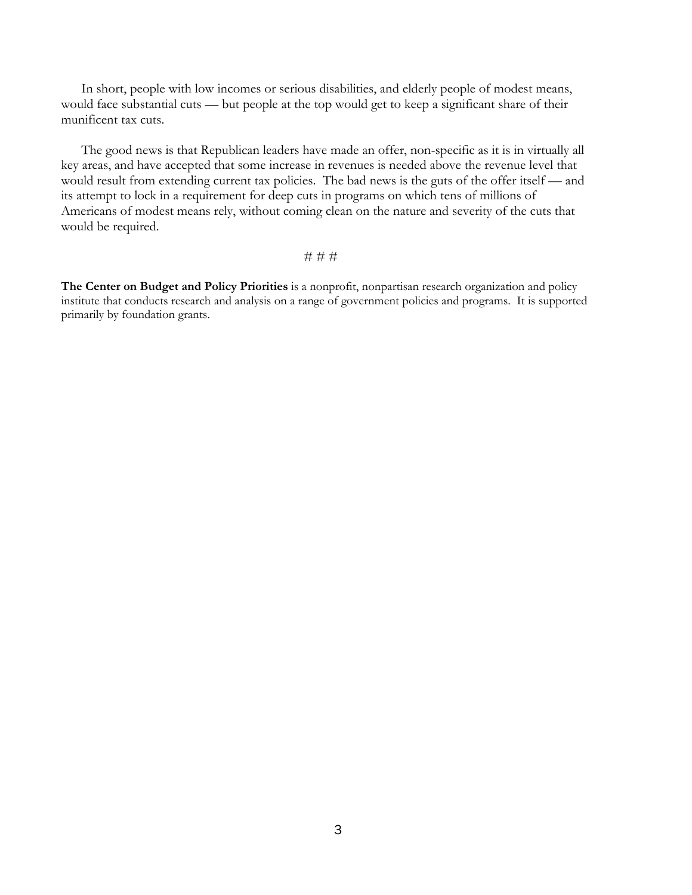In short, people with low incomes or serious disabilities, and elderly people of modest means, would face substantial cuts — but people at the top would get to keep a significant share of their munificent tax cuts.

The good news is that Republican leaders have made an offer, non-specific as it is in virtually all key areas, and have accepted that some increase in revenues is needed above the revenue level that would result from extending current tax policies. The bad news is the guts of the offer itself — and its attempt to lock in a requirement for deep cuts in programs on which tens of millions of Americans of modest means rely, without coming clean on the nature and severity of the cuts that would be required.

# # #

**The Center on Budget and Policy Priorities** is a nonprofit, nonpartisan research organization and policy institute that conducts research and analysis on a range of government policies and programs. It is supported primarily by foundation grants.